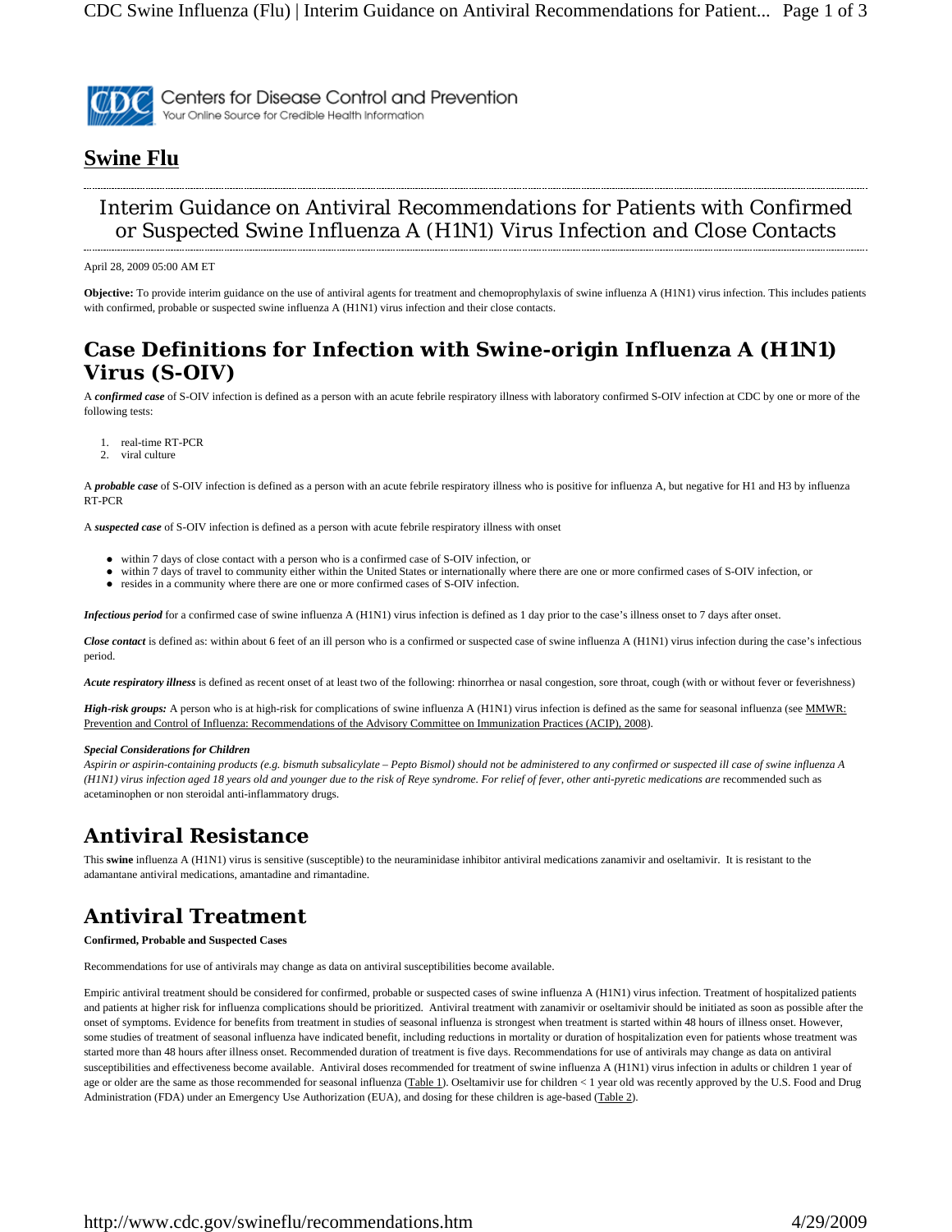Centers for Disease Control and Prevention
Your Online Source for Credible Health Information

# Swine Flu

## Interim Guidance on Antiviral Recommendations for Patients with Confirmed or Suspected Swine Influenza A (H1N1) Virus Infection and Close Contacts

April 28, 2009 05:00 AM ET

**Objective:** To provide interim guidance on the use of antiviral agents for treatment and chemoprophylaxis of swine influenza A (H1N1) virus infection. This includes patients with confirmed, probable or suspected swine influenza A (H1N1) virus infection and their close contacts.

## Case Definitions for Infection with Swine-origin Influenza A (H1N1) Virus (S-OIV)

A ***confirmed case*** of S-OIV infection is defined as a person with an acute febrile respiratory illness with laboratory confirmed S-OIV infection at CDC by one or more of the following tests:

1. real-time RT-PCR
2. viral culture

A ***probable case*** of S-OIV infection is defined as a person with an acute febrile respiratory illness who is positive for influenza A, but negative for H1 and H3 by influenza RT-PCR

A ***suspected case*** of S-OIV infection is defined as a person with acute febrile respiratory illness with onset

- within 7 days of close contact with a person who is a confirmed case of S-OIV infection, or
- within 7 days of travel to community either within the United States or internationally where there are one or more confirmed cases of S-OIV infection, or
- resides in a community where there are one or more confirmed cases of S-OIV infection.

***Infectious period*** for a confirmed case of swine influenza A (H1N1) virus infection is defined as 1 day prior to the case's illness onset to 7 days after onset.

***Close contact*** is defined as: within about 6 feet of an ill person who is a confirmed or suspected case of swine influenza A (H1N1) virus infection during the case's infectious period.

***Acute respiratory illness*** is defined as recent onset of at least two of the following: rhinorrhea or nasal congestion, sore throat, cough (with or without fever or feverishness)

***High-risk groups:*** A person who is at high-risk for complications of swine influenza A (H1N1) virus infection is defined as the same for seasonal influenza (see MMWR: Prevention and Control of Influenza: Recommendations of the Advisory Committee on Immunization Practices (ACIP), 2008).

***Special Considerations for Children***

*Aspirin or aspirin-containing products (e.g. bismuth subsalicylate – Pepto Bismol) should not be administered to any confirmed or suspected ill case of swine influenza A (H1N1) virus infection aged 18 years old and younger due to the risk of Reye syndrome. For relief of fever, other anti-pyretic medications are* recommended such as acetaminophen or non steroidal anti-inflammatory drugs.

## Antiviral Resistance

This **swine** influenza A (H1N1) virus is sensitive (susceptible) to the neuraminidase inhibitor antiviral medications zanamivir and oseltamivir. It is resistant to the adamantane antiviral medications, amantadine and rimantadine.

## Antiviral Treatment

**Confirmed, Probable and Suspected Cases**

Recommendations for use of antivirals may change as data on antiviral susceptibilities become available.

Empiric antiviral treatment should be considered for confirmed, probable or suspected cases of swine influenza A (H1N1) virus infection. Treatment of hospitalized patients and patients at higher risk for influenza complications should be prioritized. Antiviral treatment with zanamivir or oseltamivir should be initiated as soon as possible after the onset of symptoms. Evidence for benefits from treatment in studies of seasonal influenza is strongest when treatment is started within 48 hours of illness onset. However, some studies of treatment of seasonal influenza have indicated benefit, including reductions in mortality or duration of hospitalization even for patients whose treatment was started more than 48 hours after illness onset. Recommended duration of treatment is five days. Recommendations for use of antivirals may change as data on antiviral susceptibilities and effectiveness become available. Antiviral doses recommended for treatment of swine influenza A (H1N1) virus infection in adults or children 1 year of age or older are the same as those recommended for seasonal influenza (Table 1). Oseltamivir use for children < 1 year old was recently approved by the U.S. Food and Drug Administration (FDA) under an Emergency Use Authorization (EUA), and dosing for these children is age-based (Table 2).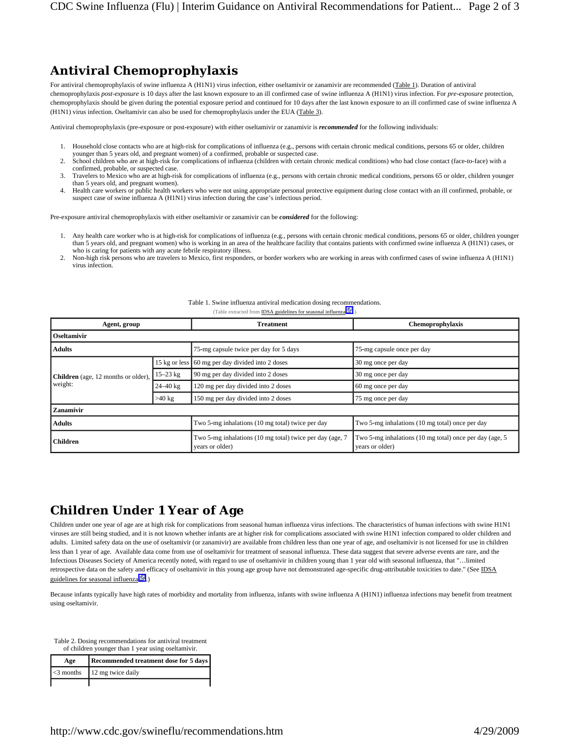## Antiviral Chemoprophylaxis

For antiviral chemoprophylaxis of swine influenza A (H1N1) virus infection, either oseltamivir or zanamivir are recommended (Table 1). Duration of antiviral chemoprophylaxis *post-exposure* is 10 days after the last known exposure to an ill confirmed case of swine influenza A (H1N1) virus infection. For *pre-exposure* protection, chemoprophylaxis should be given during the potential exposure period and continued for 10 days after the last known exposure to an ill confirmed case of swine influenza A (H1N1) virus infection. Oseltamivir can also be used for chemoprophylaxis under the EUA (Table 3).

Antiviral chemoprophylaxis (pre-exposure or post-exposure) with either oseltamivir or zanamivir is ***recommended*** for the following individuals:

1. Household close contacts who are at high-risk for complications of influenza (e.g., persons with certain chronic medical conditions, persons 65 or older, children younger than 5 years old, and pregnant women) of a confirmed, probable or suspected case.
2. School children who are at high-risk for complications of influenza (children with certain chronic medical conditions) who had close contact (face-to-face) with a confirmed, probable, or suspected case.
3. Travelers to Mexico who are at high-risk for complications of influenza (e.g., persons with certain chronic medical conditions, persons 65 or older, children younger than 5 years old, and pregnant women).
4. Health care workers or public health workers who were not using appropriate personal protective equipment during close contact with an ill confirmed, probable, or suspect case of swine influenza A (H1N1) virus infection during the case's infectious period.

Pre-exposure antiviral chemoprophylaxis with either oseltamivir or zanamivir can be ***considered*** for the following:

1. Any health care worker who is at high-risk for complications of influenza (e.g., persons with certain chronic medical conditions, persons 65 or older, children younger than 5 years old, and pregnant women) who is working in an area of the healthcare facility that contains patients with confirmed swine influenza A (H1N1) cases, or who is caring for patients with any acute febrile respiratory illness.
2. Non-high risk persons who are travelers to Mexico, first responders, or border workers who are working in areas with confirmed cases of swine influenza A (H1N1) virus infection.

Table 1. Swine influenza antiviral medication dosing recommendations.
(Table extracted from IDSA guidelines for seasonal influenza)

| Agent, group | | Treatment | Chemoprophylaxis |
|---|---|---|---|
| **Oseltamivir** | | | |
| **Adults** | | 75-mg capsule twice per day for 5 days | 75-mg capsule once per day |
| **Children** (age, 12 months or older), weight: | 15 kg or less | 60 mg per day divided into 2 doses | 30 mg once per day |
| | 15–23 kg | 90 mg per day divided into 2 doses | 30 mg once per day |
| | 24–40 kg | 120 mg per day divided into 2 doses | 60 mg once per day |
| | >40 kg | 150 mg per day divided into 2 doses | 75 mg once per day |
| **Zanamivir** | | | |
| **Adults** | | Two 5-mg inhalations (10 mg total) twice per day | Two 5-mg inhalations (10 mg total) once per day |
| **Children** | | Two 5-mg inhalations (10 mg total) twice per day (age, 7 years or older) | Two 5-mg inhalations (10 mg total) once per day (age, 5 years or older) |

## Children Under 1 Year of Age

Children under one year of age are at high risk for complications from seasonal human influenza virus infections. The characteristics of human infections with swine H1N1 viruses are still being studied, and it is not known whether infants are at higher risk for complications associated with swine H1N1 infection compared to older children and adults. Limited safety data on the use of oseltamivir (or zanamivir) are available from children less than one year of age, and oseltamivir is not licensed for use in children less than 1 year of age. Available data come from use of oseltamivir for treatment of seasonal influenza. These data suggest that severe adverse events are rare, and the Infectious Diseases Society of America recently noted, with regard to use of oseltamivir in children young than 1 year old with seasonal influenza, that "…limited retrospective data on the safety and efficacy of oseltamivir in this young age group have not demonstrated age-specific drug-attributable toxicities to date." (See IDSA guidelines for seasonal influenza.)

Because infants typically have high rates of morbidity and mortality from influenza, infants with swine influenza A (H1N1) influenza infections may benefit from treatment using oseltamivir.

Table 2. Dosing recommendations for antiviral treatment of children younger than 1 year using oseltamivir.

| Age | Recommended treatment dose for 5 days |
|---|---|
| <3 months | 12 mg twice daily |
| | |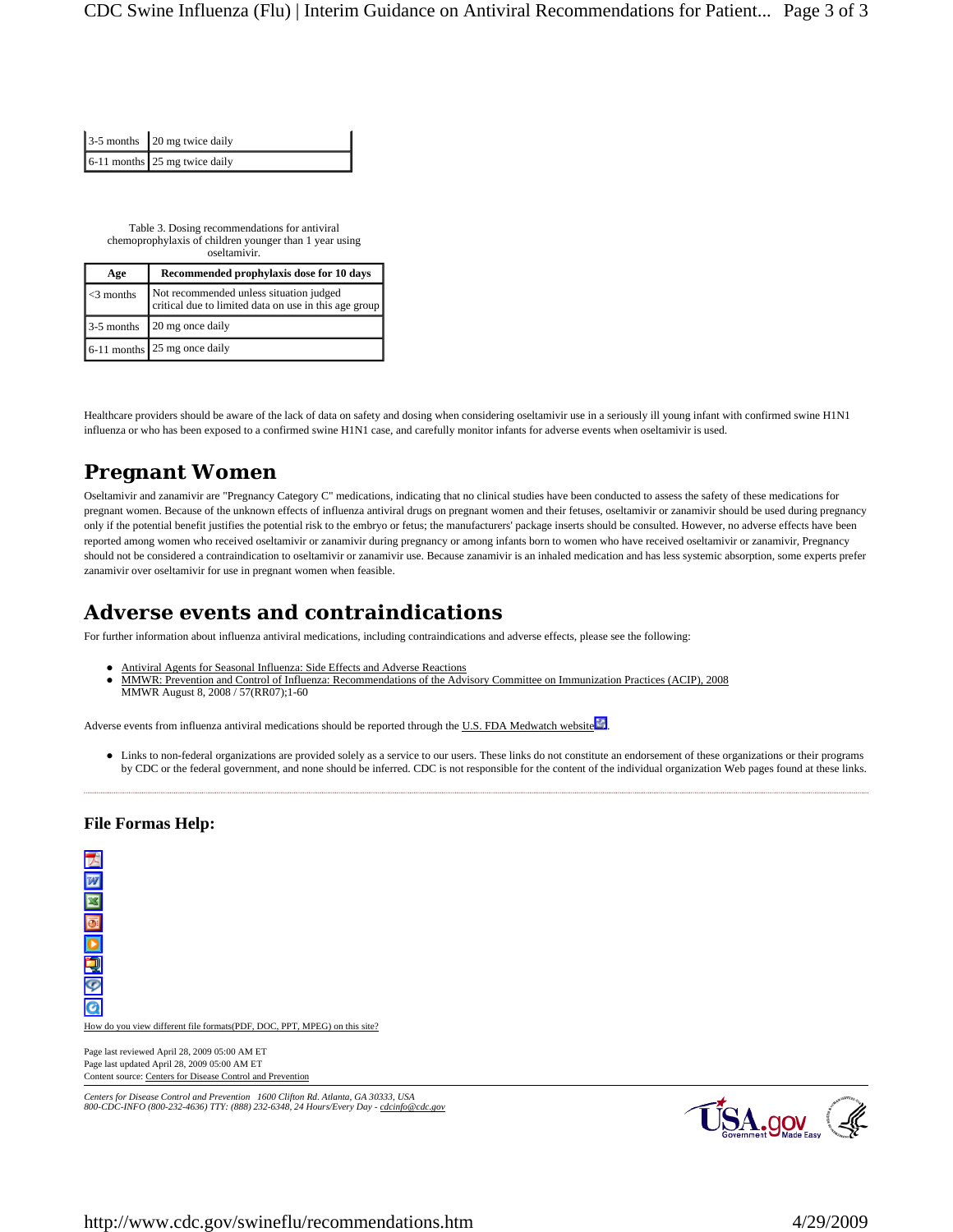| | |
|---|---|
| 3-5 months | 20 mg twice daily |
| 6-11 months | 25 mg twice daily |

Table 3. Dosing recommendations for antiviral chemoprophylaxis of children younger than 1 year using oseltamivir.

| Age | Recommended prophylaxis dose for 10 days |
|---|---|
| <3 months | Not recommended unless situation judged critical due to limited data on use in this age group |
| 3-5 months | 20 mg once daily |
| 6-11 months | 25 mg once daily |

Healthcare providers should be aware of the lack of data on safety and dosing when considering oseltamivir use in a seriously ill young infant with confirmed swine H1N1 influenza or who has been exposed to a confirmed swine H1N1 case, and carefully monitor infants for adverse events when oseltamivir is used.

## Pregnant Women

Oseltamivir and zanamivir are "Pregnancy Category C" medications, indicating that no clinical studies have been conducted to assess the safety of these medications for pregnant women. Because of the unknown effects of influenza antiviral drugs on pregnant women and their fetuses, oseltamivir or zanamivir should be used during pregnancy only if the potential benefit justifies the potential risk to the embryo or fetus; the manufacturers' package inserts should be consulted. However, no adverse effects have been reported among women who received oseltamivir or zanamivir during pregnancy or among infants born to women who have received oseltamivir or zanamivir, Pregnancy should not be considered a contraindication to oseltamivir or zanamivir use. Because zanamivir is an inhaled medication and has less systemic absorption, some experts prefer zanamivir over oseltamivir for use in pregnant women when feasible.

## Adverse events and contraindications

For further information about influenza antiviral medications, including contraindications and adverse effects, please see the following:

- Antiviral Agents for Seasonal Influenza: Side Effects and Adverse Reactions
- MMWR: Prevention and Control of Influenza: Recommendations of the Advisory Committee on Immunization Practices (ACIP), 2008
  MMWR August 8, 2008 / 57(RR07);1-60

Adverse events from influenza antiviral medications should be reported through the U.S. FDA Medwatch website.

- Links to non-federal organizations are provided solely as a service to our users. These links do not constitute an endorsement of these organizations or their programs by CDC or the federal government, and none should be inferred. CDC is not responsible for the content of the individual organization Web pages found at these links.

### File Formas Help:

How do you view different file formats(PDF, DOC, PPT, MPEG) on this site?

Page last reviewed April 28, 2009 05:00 AM ET
Page last updated April 28, 2009 05:00 AM ET
Content source: Centers for Disease Control and Prevention

*Centers for Disease Control and Prevention 1600 Clifton Rd. Atlanta, GA 30333, USA*
*800-CDC-INFO (800-232-4636) TTY: (888) 232-6348, 24 Hours/Every Day - cdcinfo@cdc.gov*